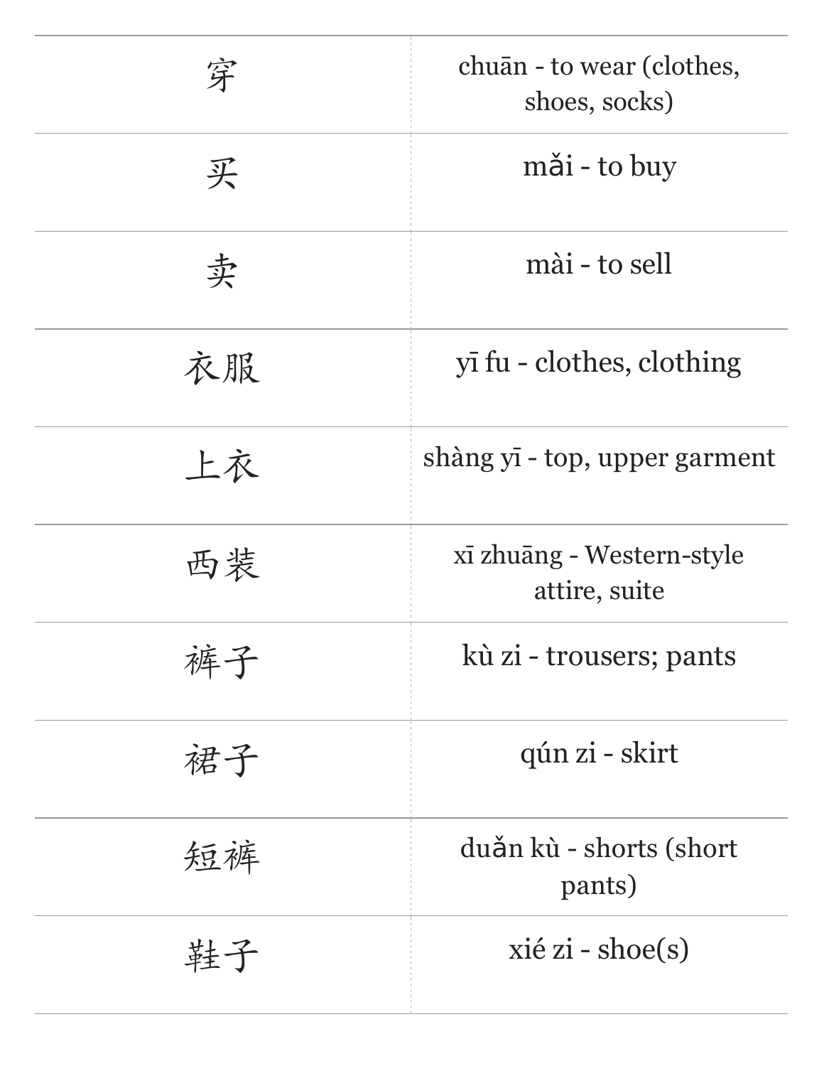| | |
|---|---|
| 穿 | chuān - to wear (clothes, shoes, socks) |
| 买 | mǎi - to buy |
| 卖 | mài - to sell |
| 衣服 | yī fu - clothes, clothing |
| 上衣 | shàng yī - top, upper garment |
| 西装 | xī zhuāng - Western-style attire, suite |
| 裤子 | kù zi - trousers; pants |
| 裙子 | qún zi - skirt |
| 短裤 | duǎn kù - shorts (short pants) |
| 鞋子 | xié zi - shoe(s) |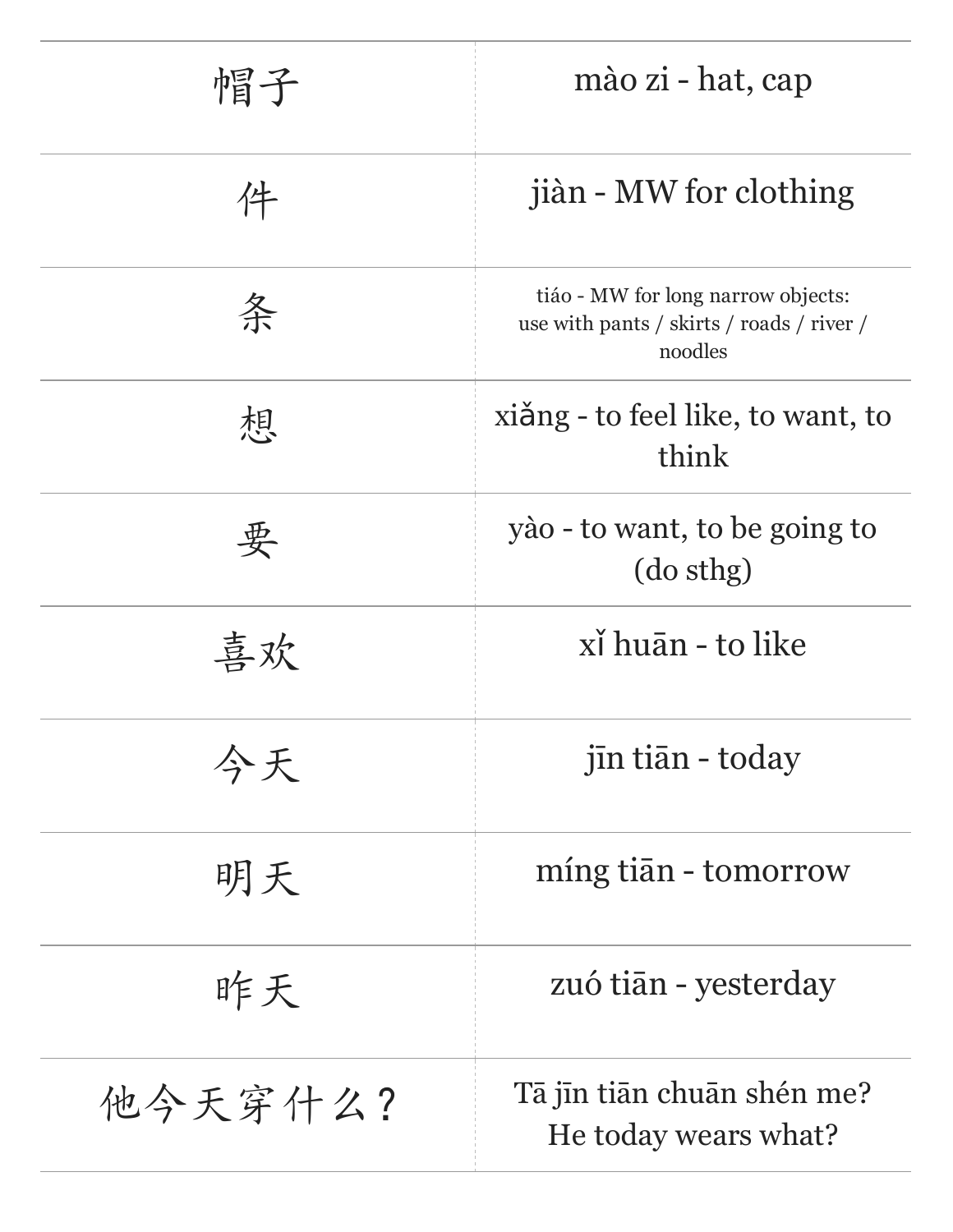| | |
|---|---|
| 帽子 | mào zi - hat, cap |
| 件 | jiàn - MW for clothing |
| 条 | tiáo - MW for long narrow objects: use with pants / skirts / roads / river / noodles |
| 想 | xiǎng - to feel like, to want, to think |
| 要 | yào - to want, to be going to (do sthg) |
| 喜欢 | xǐ huān - to like |
| 今天 | jīn tiān - today |
| 明天 | míng tiān - tomorrow |
| 昨天 | zuó tiān - yesterday |
| 他今天穿什么？ | Tā jīn tiān chuān shén me? He today wears what? |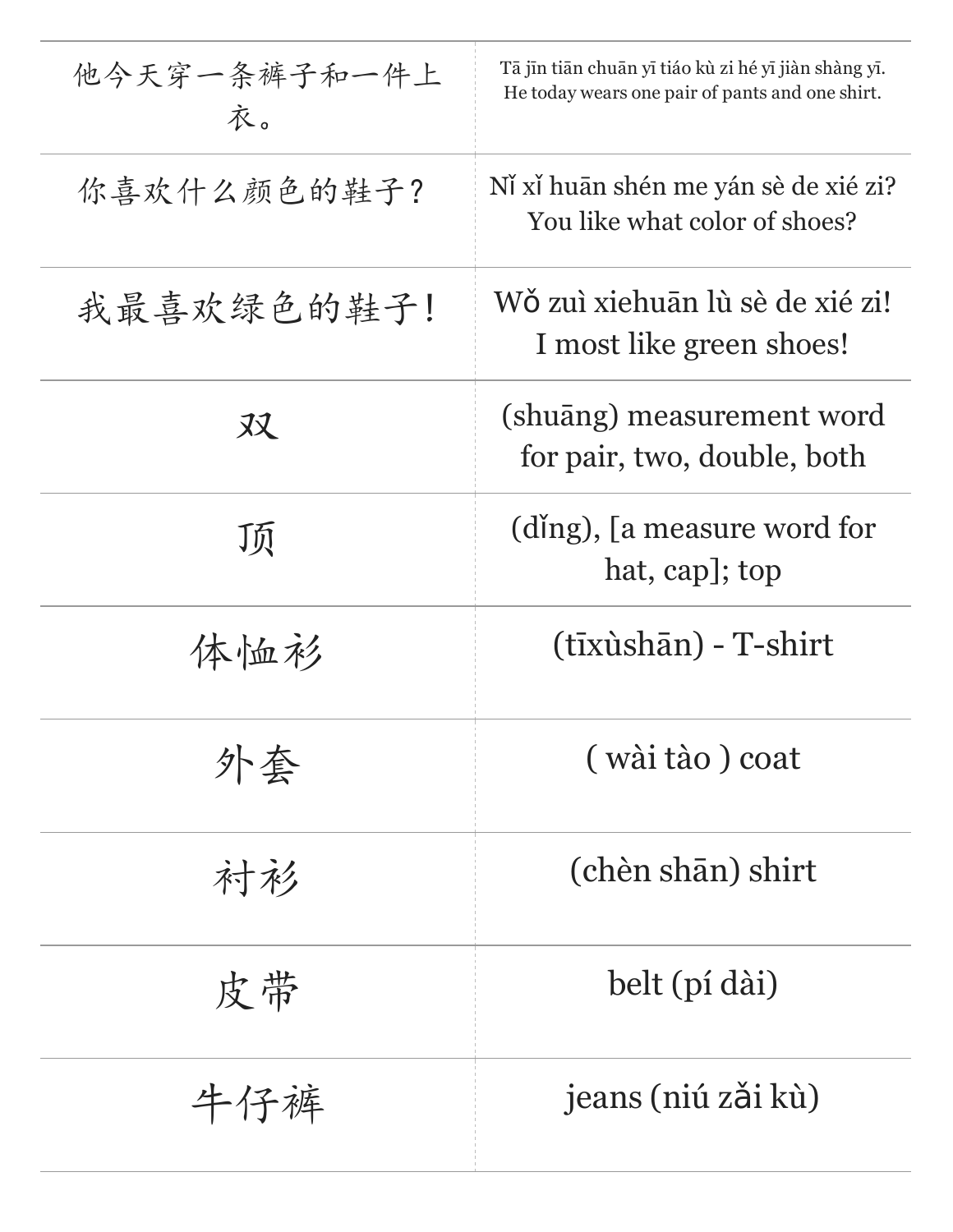| | |
|---|---|
| 他今天穿一条裤子和一件上衣。 | Tā jīn tiān chuān yī tiáo kù zi hé yī jiàn shàng yī.<br>He today wears one pair of pants and one shirt. |
| 你喜欢什么颜色的鞋子？ | Nǐ xǐ huān shén me yán sè de xié zi?<br>You like what color of shoes? |
| 我最喜欢绿色的鞋子！ | Wǒ zuì xiehuān lù sè de xié zi!<br>I most like green shoes! |
| 双 | (shuāng) measurement word for pair, two, double, both |
| 顶 | (dǐng), [a measure word for hat, cap]; top |
| 体恤衫 | (tīxùshān) - T-shirt |
| 外套 | ( wài tào ) coat |
| 衬衫 | (chèn shān) shirt |
| 皮带 | belt (pí dài) |
| 牛仔裤 | jeans (niú zǎi kù) |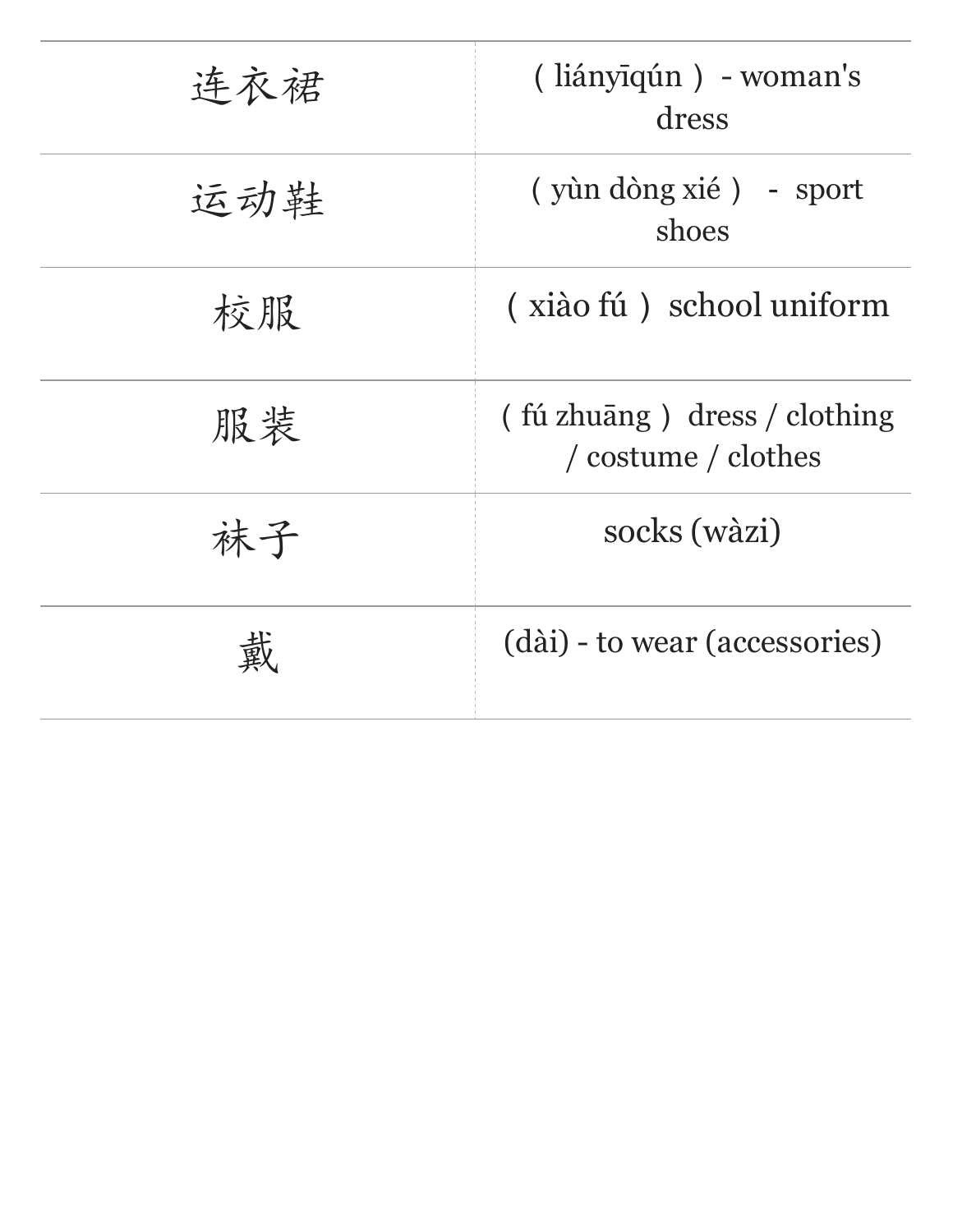| | |
|---|---|
| 连衣裙 | （liányīqún） - woman's dress |
| 运动鞋 | （yùn dòng xié） - sport shoes |
| 校服 | （xiào fú） school uniform |
| 服装 | （fú zhuāng） dress / clothing / costume / clothes |
| 袜子 | socks (wàzi) |
| 戴 | (dài) - to wear (accessories) |